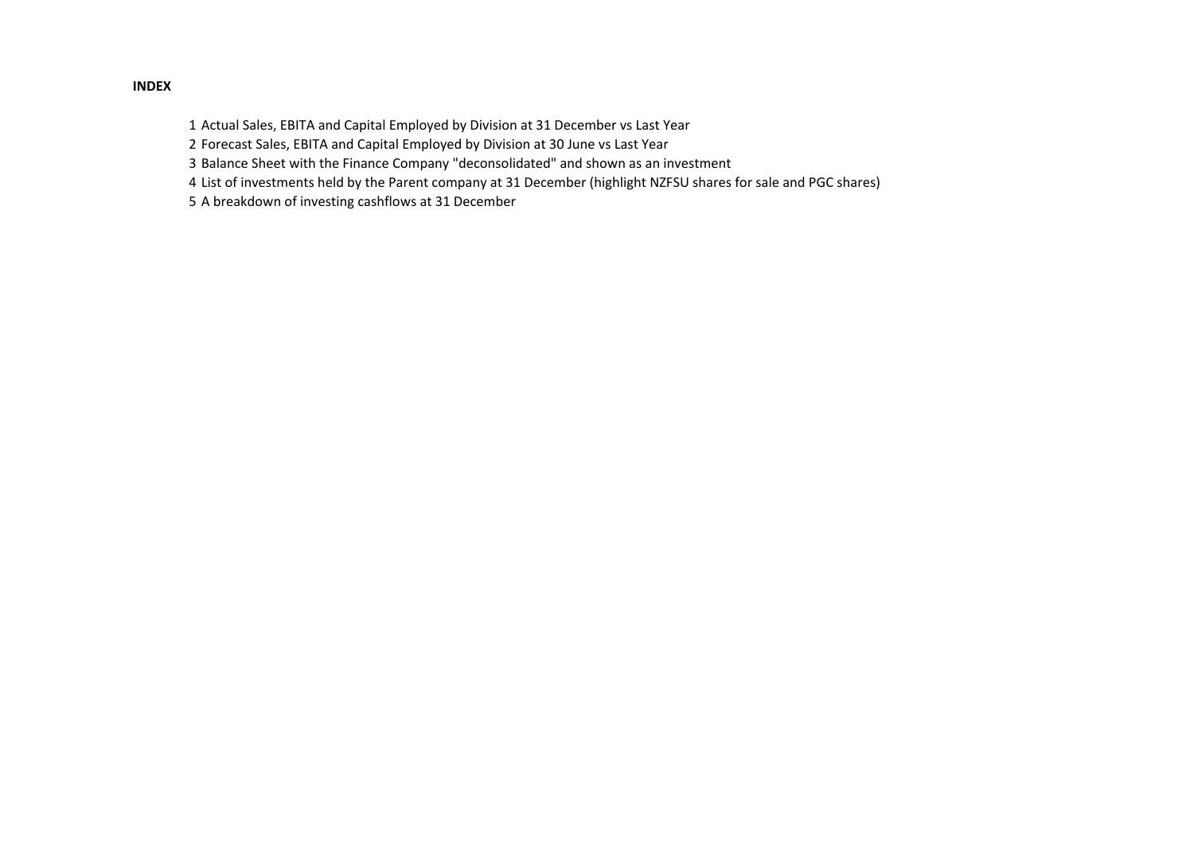**INDEX**

1. Actual Sales, EBITA and Capital Employed by Division at 31 December vs Last Year
2. Forecast Sales, EBITA and Capital Employed by Division at 30 June vs Last Year
3. Balance Sheet with the Finance Company "deconsolidated" and shown as an investment
4. List of investments held by the Parent company at 31 December (highlight NZFSU shares for sale and PGC shares)
5. A breakdown of investing cashflows at 31 December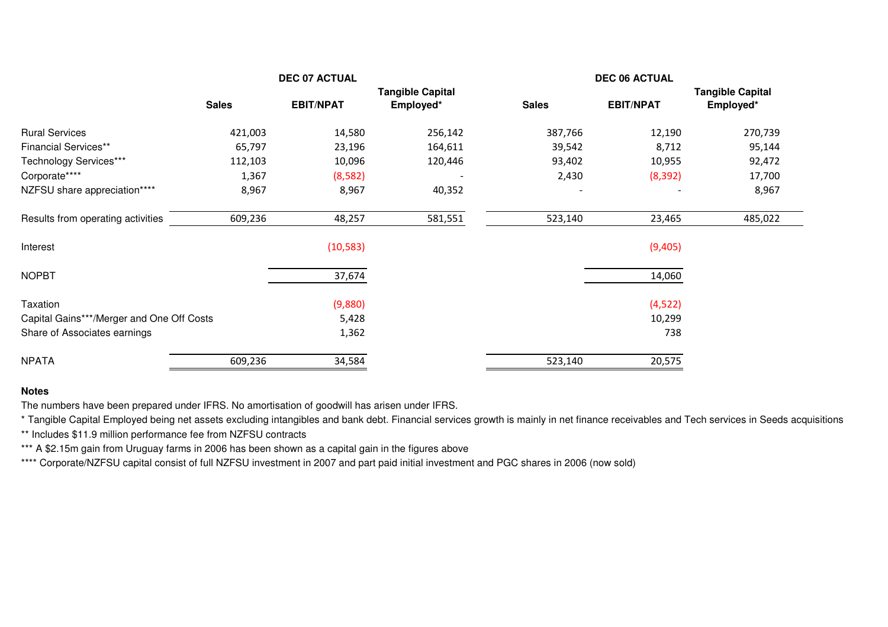| | DEC 07 ACTUAL | | | DEC 06 ACTUAL | | |
|---|---|---|---|---|---|---|
| | **Sales** | **EBIT/NPAT** | **Tangible Capital Employed*** | **Sales** | **EBIT/NPAT** | **Tangible Capital Employed*** |
| Rural Services | 421,003 | 14,580 | 256,142 | 387,766 | 12,190 | 270,739 |
| Financial Services** | 65,797 | 23,196 | 164,611 | 39,542 | 8,712 | 95,144 |
| Technology Services*** | 112,103 | 10,096 | 120,446 | 93,402 | 10,955 | 92,472 |
| Corporate**** | 1,367 | (8,582) | - | 2,430 | (8,392) | 17,700 |
| NZFSU share appreciation**** | 8,967 | 8,967 | 40,352 | - | - | 8,967 |
| Results from operating activities | 609,236 | 48,257 | 581,551 | 523,140 | 23,465 | 485,022 |
| Interest | | (10,583) | | | (9,405) | |
| NOPBT | | 37,674 | | | 14,060 | |
| Taxation | | (9,880) | | | (4,522) | |
| Capital Gains***/Merger and One Off Costs | | 5,428 | | | 10,299 | |
| Share of Associates earnings | | 1,362 | | | 738 | |
| NPATA | 609,236 | 34,584 | | 523,140 | 20,575 | |

**Notes**

The numbers have been prepared under IFRS. No amortisation of goodwill has arisen under IFRS.

* Tangible Capital Employed being net assets excluding intangibles and bank debt. Financial services growth is mainly in net finance receivables and Tech services in Seeds acquisitions

** Includes $11.9 million performance fee from NZFSU contracts

*** A $2.15m gain from Uruguay farms in 2006 has been shown as a capital gain in the figures above

**** Corporate/NZFSU capital consist of full NZFSU investment in 2007 and part paid initial investment and PGC shares in 2006 (now sold)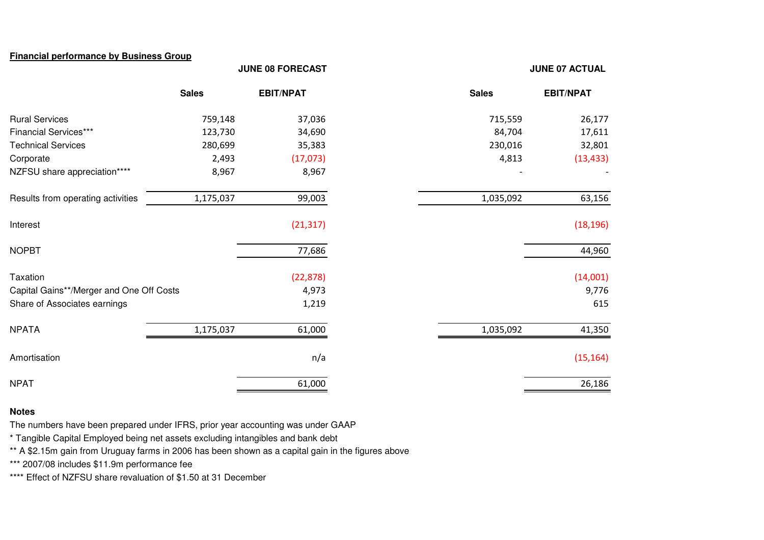**Financial performance by Business Group**

| | JUNE 08 FORECAST | | JUNE 07 ACTUAL | |
|---|---|---|---|---|
| | **Sales** | **EBIT/NPAT** | **Sales** | **EBIT/NPAT** |
| Rural Services | 759,148 | 37,036 | 715,559 | 26,177 |
| Financial Services*** | 123,730 | 34,690 | 84,704 | 17,611 |
| Technical Services | 280,699 | 35,383 | 230,016 | 32,801 |
| Corporate | 2,493 | (17,073) | 4,813 | (13,433) |
| NZFSU share appreciation**** | 8,967 | 8,967 | - | - |
| Results from operating activities | 1,175,037 | 99,003 | 1,035,092 | 63,156 |
| Interest | | (21,317) | | (18,196) |
| NOPBT | | 77,686 | | 44,960 |
| Taxation | | (22,878) | | (14,001) |
| Capital Gains**/Merger and One Off Costs | | 4,973 | | 9,776 |
| Share of Associates earnings | | 1,219 | | 615 |
| NPATA | 1,175,037 | 61,000 | 1,035,092 | 41,350 |
| Amortisation | | n/a | | (15,164) |
| NPAT | | 61,000 | | 26,186 |

**Notes**

The numbers have been prepared under IFRS, prior year accounting was under GAAP

* Tangible Capital Employed being net assets excluding intangibles and bank debt

** A $2.15m gain from Uruguay farms in 2006 has been shown as a capital gain in the figures above

*** 2007/08 includes $11.9m performance fee

**** Effect of NZFSU share revaluation of $1.50 at 31 December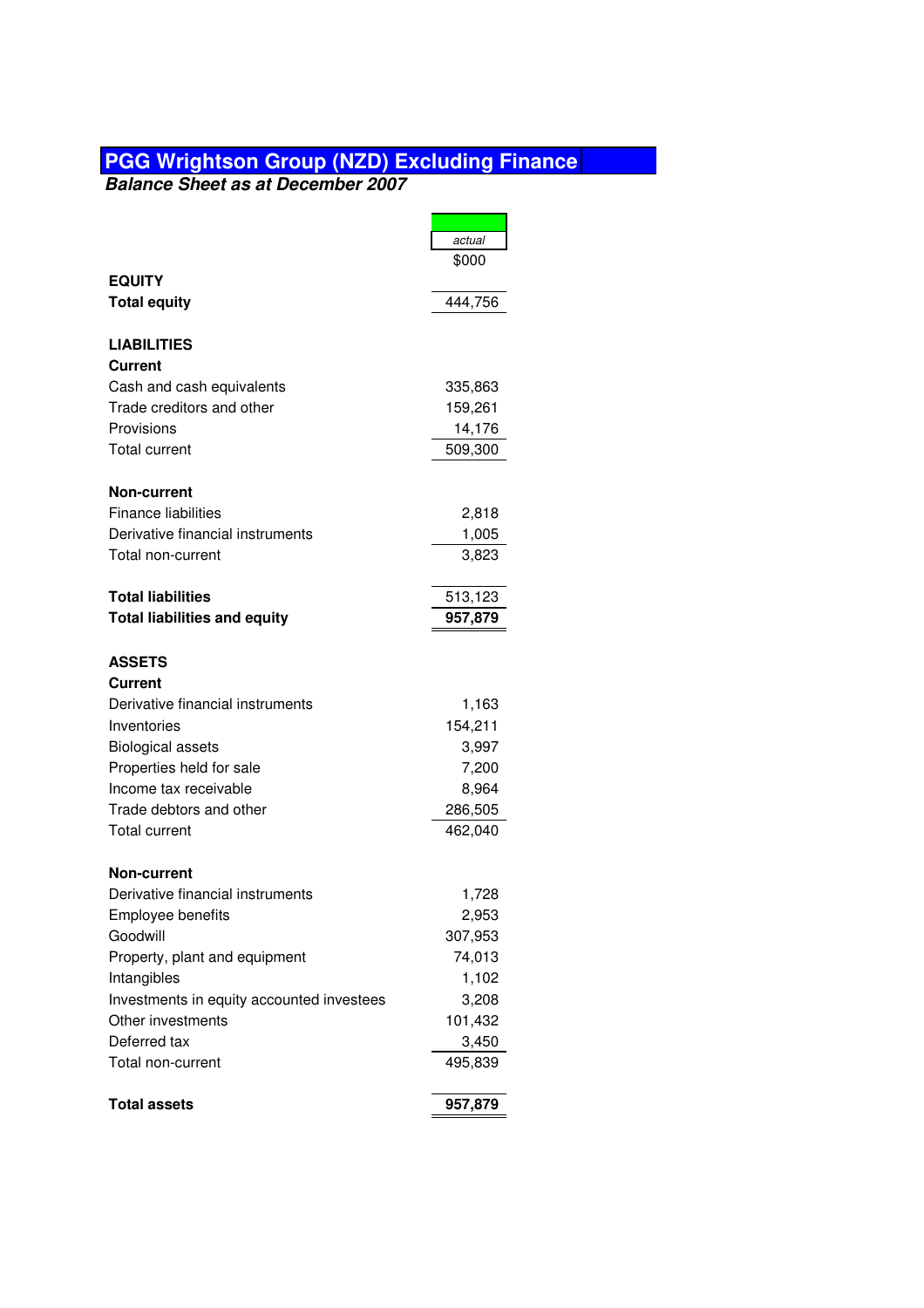# PGG Wrightson Group (NZD) Excluding Finance

***Balance Sheet as at December 2007***

| | *actual* |
|---|---:|
| | $000 |
| **EQUITY** | |
| **Total equity** | 444,756 |
| | |
| **LIABILITIES** | |
| **Current** | |
| Cash and cash equivalents | 335,863 |
| Trade creditors and other | 159,261 |
| Provisions | 14,176 |
| Total current | 509,300 |
| | |
| **Non-current** | |
| Finance liabilities | 2,818 |
| Derivative financial instruments | 1,005 |
| Total non-current | 3,823 |
| | |
| **Total liabilities** | 513,123 |
| **Total liabilities and equity** | **957,879** |
| | |
| **ASSETS** | |
| **Current** | |
| Derivative financial instruments | 1,163 |
| Inventories | 154,211 |
| Biological assets | 3,997 |
| Properties held for sale | 7,200 |
| Income tax receivable | 8,964 |
| Trade debtors and other | 286,505 |
| Total current | 462,040 |
| | |
| **Non-current** | |
| Derivative financial instruments | 1,728 |
| Employee benefits | 2,953 |
| Goodwill | 307,953 |
| Property, plant and equipment | 74,013 |
| Intangibles | 1,102 |
| Investments in equity accounted investees | 3,208 |
| Other investments | 101,432 |
| Deferred tax | 3,450 |
| Total non-current | 495,839 |
| | |
| **Total assets** | **957,879** |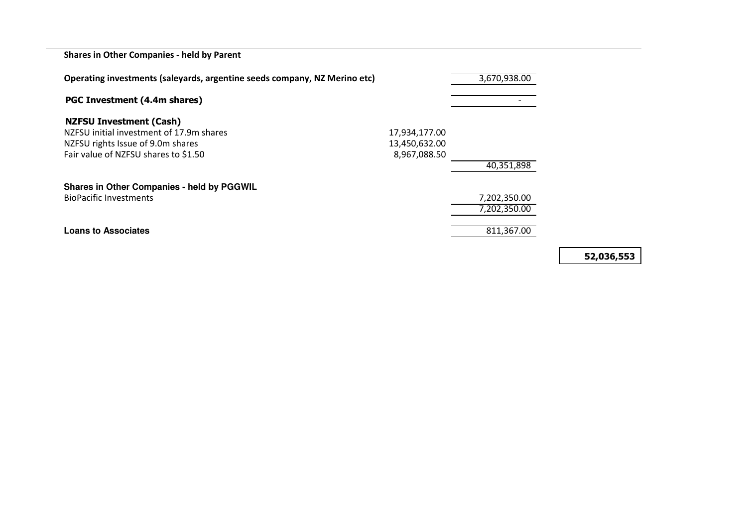**Shares in Other Companies - held by Parent**

| | | | |
|---|---|---|---|
| **Operating investments (saleyards, argentine seeds company, NZ Merino etc)** | | 3,670,938.00 | |
| **PGC Investment (4.4m shares)** | | - | |
| **NZFSU Investment (Cash)** | | | |
| NZFSU initial investment of 17.9m shares | 17,934,177.00 | | |
| NZFSU rights Issue of 9.0m shares | 13,450,632.00 | | |
| Fair value of NZFSU shares to $1.50 | 8,967,088.50 | | |
| | | 40,351,898 | |
| **Shares in Other Companies - held by PGGWIL** | | | |
| BioPacific Investments | | 7,202,350.00 | |
| | | 7,202,350.00 | |
| **Loans to Associates** | | 811,367.00 | |
| | | | **52,036,553** |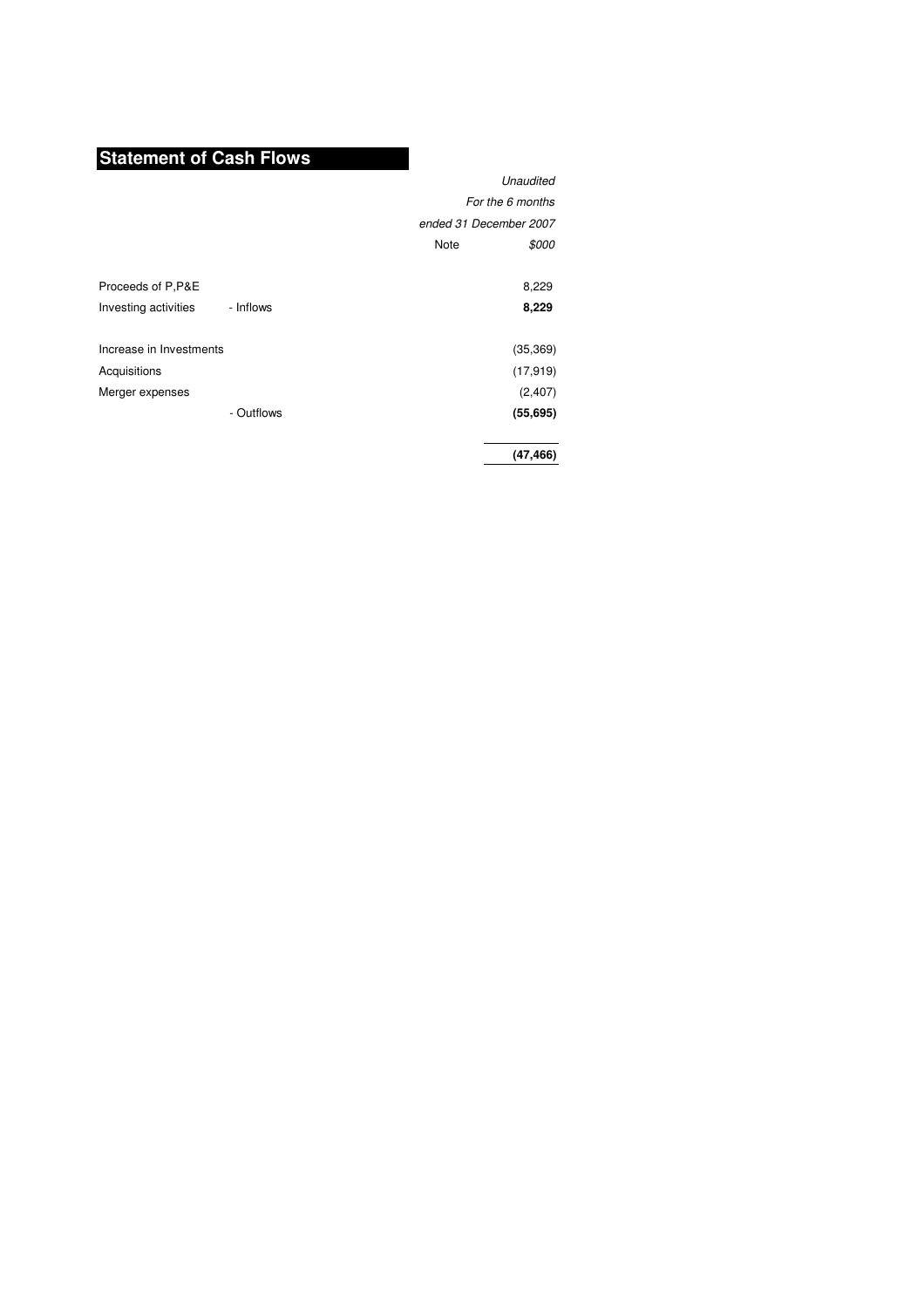## Statement of Cash Flows

| | | Note | *Unaudited* *For the 6 months ended 31 December 2007* *$000* |
|---|---|---|---|
| Proceeds of P,P&E | | | 8,229 |
| Investing activities | - Inflows | | **8,229** |
| | | | |
| Increase in Investments | | | (35,369) |
| Acquisitions | | | (17,919) |
| Merger expenses | | | (2,407) |
| | - Outflows | | **(55,695)** |
| | | | |
| | | | **(47,466)** |